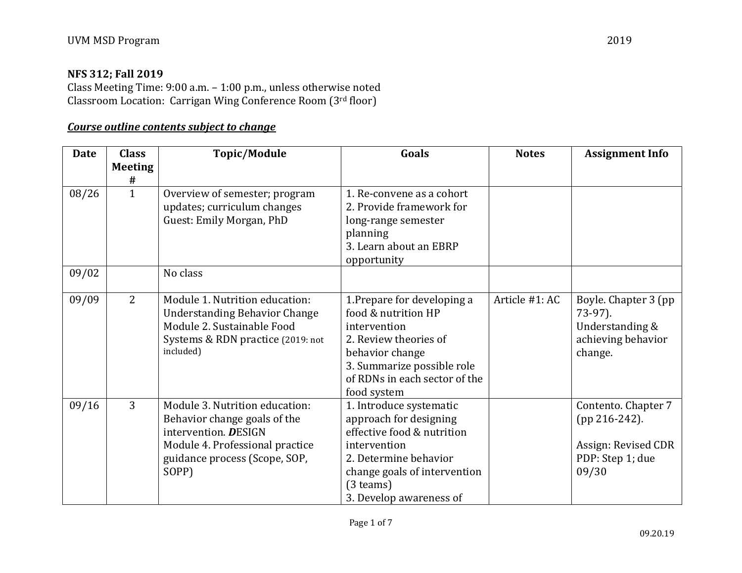**NFS 312; Fall 2019**
Class Meeting Time: 9:00 a.m. – 1:00 p.m., unless otherwise noted
Classroom Location: Carrigan Wing Conference Room (3rd floor)

***Course outline contents subject to change***

| Date | Class Meeting # | Topic/Module | Goals | Notes | Assignment Info |
|---|---|---|---|---|---|
| 08/26 | 1 | Overview of semester; program updates; curriculum changes<br>Guest: Emily Morgan, PhD | 1. Re-convene as a cohort<br>2. Provide framework for long-range semester planning<br>3. Learn about an EBRP opportunity | | |
| 09/02 | | No class | | | |
| 09/09 | 2 | Module 1. Nutrition education: Understanding Behavior Change<br>Module 2. Sustainable Food Systems & RDN practice (2019: not included) | 1.Prepare for developing a food & nutrition HP intervention<br>2. Review theories of behavior change<br>3. Summarize possible role of RDNs in each sector of the food system | Article #1: AC | Boyle. Chapter 3 (pp 73-97). Understanding & achieving behavior change. |
| 09/16 | 3 | Module 3. Nutrition education: Behavior change goals of the intervention. ***D***ESIGN<br>Module 4. Professional practice guidance process (Scope, SOP, SOPP) | 1. Introduce systematic approach for designing effective food & nutrition intervention<br>2. Determine behavior change goals of intervention (3 teams)<br>3. Develop awareness of | | Contento. Chapter 7 (pp 216-242).<br><br>Assign: Revised CDR PDP: Step 1; due 09/30 |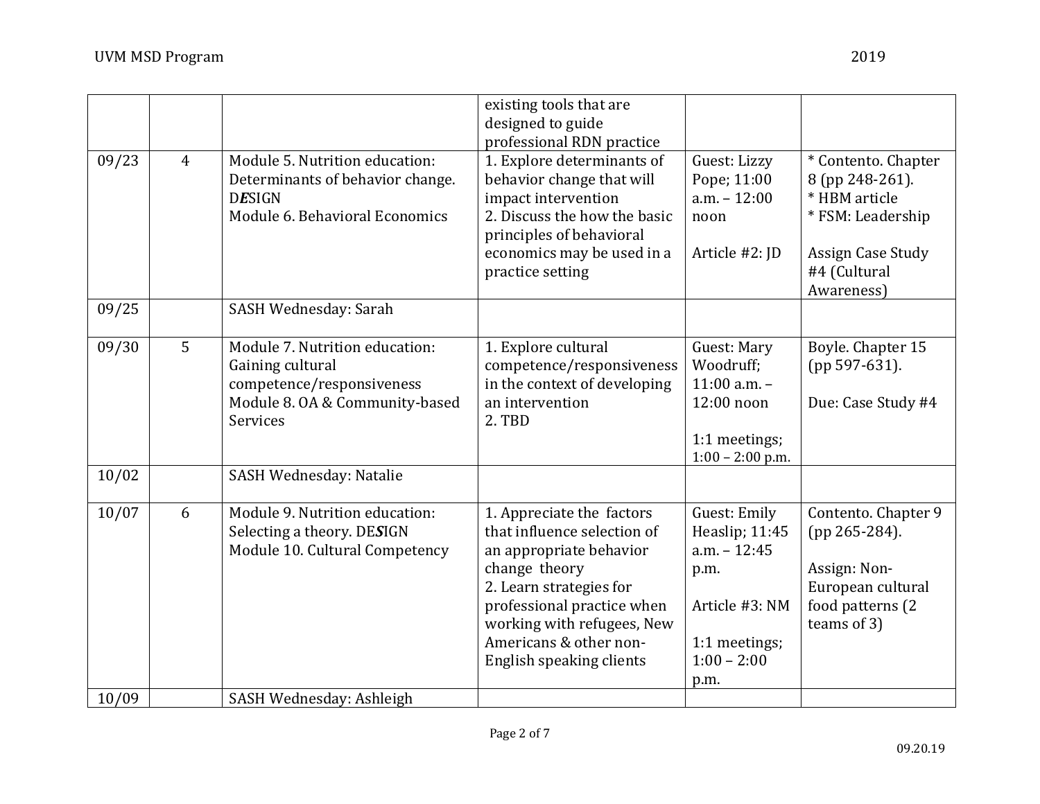| | | | existing tools that are designed to guide professional RDN practice | | |
|---|---|---|---|---|---|
| 09/23 | 4 | Module 5. Nutrition education: Determinants of behavior change. D***E***SIGN<br>Module 6. Behavioral Economics | 1. Explore determinants of behavior change that will impact intervention<br>2. Discuss the how the basic principles of behavioral economics may be used in a practice setting | Guest: Lizzy Pope; 11:00 a.m. – 12:00 noon<br><br>Article #2: JD | * Contento. Chapter 8 (pp 248-261).<br>* HBM article<br>* FSM: Leadership<br><br>Assign Case Study #4 (Cultural Awareness) |
| 09/25 | | SASH Wednesday: Sarah | | | |
| 09/30 | 5 | Module 7. Nutrition education: Gaining cultural competence/responsiveness<br>Module 8. OA & Community-based Services | 1. Explore cultural competence/responsiveness in the context of developing an intervention<br>2. TBD | Guest: Mary Woodruff; 11:00 a.m. – 12:00 noon<br><br>1:1 meetings; 1:00 – 2:00 p.m. | Boyle. Chapter 15 (pp 597-631).<br><br>Due: Case Study #4 |
| 10/02 | | SASH Wednesday: Natalie | | | |
| 10/07 | 6 | Module 9. Nutrition education: Selecting a theory. DE***S***IGN<br>Module 10. Cultural Competency | 1. Appreciate the factors that influence selection of an appropriate behavior change theory<br>2. Learn strategies for professional practice when working with refugees, New Americans & other non-English speaking clients | Guest: Emily Heaslip; 11:45 a.m. – 12:45 p.m.<br><br>Article #3: NM<br><br>1:1 meetings; 1:00 – 2:00 p.m. | Contento. Chapter 9 (pp 265-284).<br><br>Assign: Non-European cultural food patterns (2 teams of 3) |
| 10/09 | | SASH Wednesday: Ashleigh | | | |

09.20.19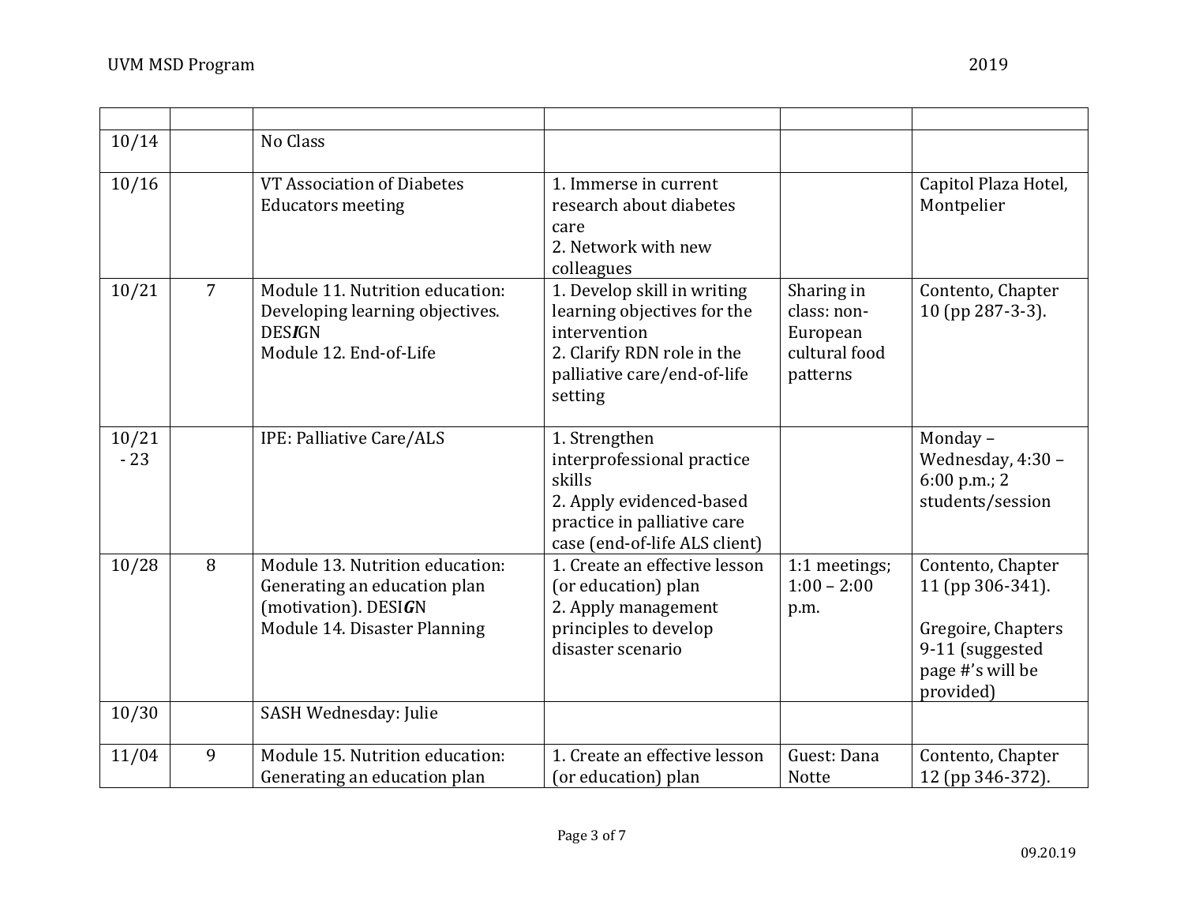| | | | | | |
|---|---|---|---|---|---|
| 10/14 | | No Class | | | |
| 10/16 | | VT Association of Diabetes Educators meeting | 1. Immerse in current research about diabetes care<br>2. Network with new colleagues | | Capitol Plaza Hotel, Montpelier |
| 10/21 | 7 | Module 11. Nutrition education: Developing learning objectives. DES***I***GN<br>Module 12. End-of-Life | 1. Develop skill in writing learning objectives for the intervention<br>2. Clarify RDN role in the palliative care/end-of-life setting | Sharing in class: non-European cultural food patterns | Contento, Chapter 10 (pp 287-3-3). |
| 10/21 - 23 | | IPE: Palliative Care/ALS | 1. Strengthen interprofessional practice skills<br>2. Apply evidenced-based practice in palliative care case (end-of-life ALS client) | | Monday – Wednesday, 4:30 – 6:00 p.m.; 2 students/session |
| 10/28 | 8 | Module 13. Nutrition education: Generating an education plan (motivation). DESI***G***N<br>Module 14. Disaster Planning | 1. Create an effective lesson (or education) plan<br>2. Apply management principles to develop disaster scenario | 1:1 meetings; 1:00 – 2:00 p.m. | Contento, Chapter 11 (pp 306-341).<br><br>Gregoire, Chapters 9-11 (suggested page #'s will be provided) |
| 10/30 | | SASH Wednesday: Julie | | | |
| 11/04 | 9 | Module 15. Nutrition education: Generating an education plan | 1. Create an effective lesson (or education) plan | Guest: Dana Notte | Contento, Chapter 12 (pp 346-372). |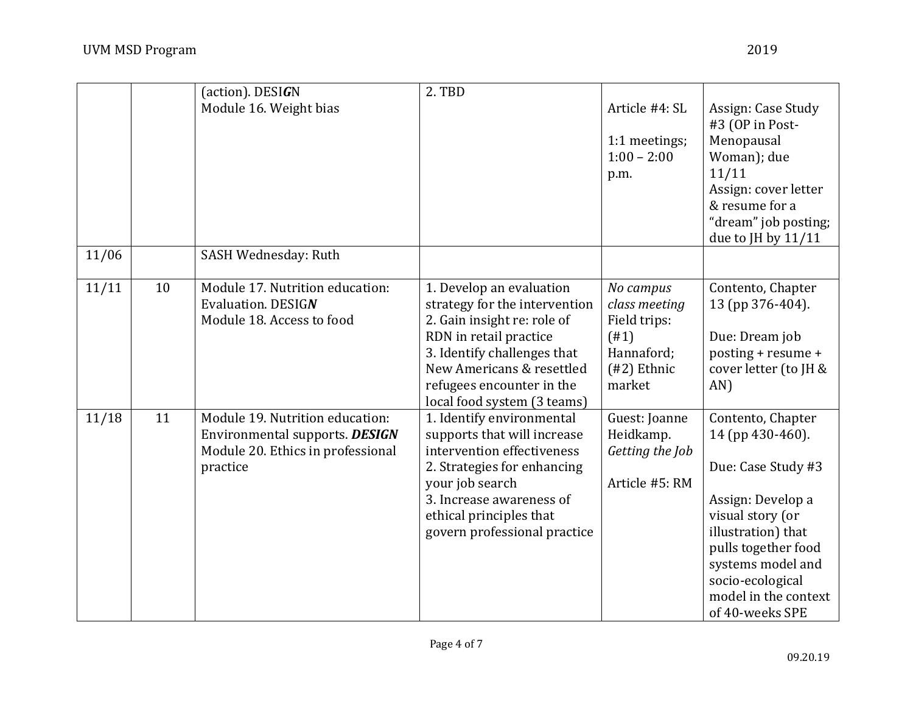| | | | | | |
|---|---|---|---|---|---|
| | | (action). DESI***G***N<br>Module 16. Weight bias | 2. TBD | Article #4: SL<br><br>1:1 meetings; 1:00 – 2:00 p.m. | Assign: Case Study #3 (OP in Post-Menopausal Woman); due 11/11<br>Assign: cover letter & resume for a "dream" job posting; due to JH by 11/11 |
| 11/06 | | SASH Wednesday: Ruth | | | |
| 11/11 | 10 | Module 17. Nutrition education: Evaluation. DESIG***N***<br>Module 18. Access to food | 1. Develop an evaluation strategy for the intervention<br>2. Gain insight re: role of RDN in retail practice<br>3. Identify challenges that New Americans & resettled refugees encounter in the local food system (3 teams) | *No campus class meeting*<br>Field trips: (#1) Hannaford; (#2) Ethnic market | Contento, Chapter 13 (pp 376-404).<br><br>Due: Dream job posting + resume + cover letter (to JH & AN) |
| 11/18 | 11 | Module 19. Nutrition education: Environmental supports. ***DESIGN***<br>Module 20. Ethics in professional practice | 1. Identify environmental supports that will increase intervention effectiveness<br>2. Strategies for enhancing your job search<br>3. Increase awareness of ethical principles that govern professional practice | Guest: Joanne Heidkamp. *Getting the Job*<br><br>Article #5: RM | Contento, Chapter 14 (pp 430-460).<br><br>Due: Case Study #3<br><br>Assign: Develop a visual story (or illustration) that pulls together food systems model and socio-ecological model in the context of 40-weeks SPE |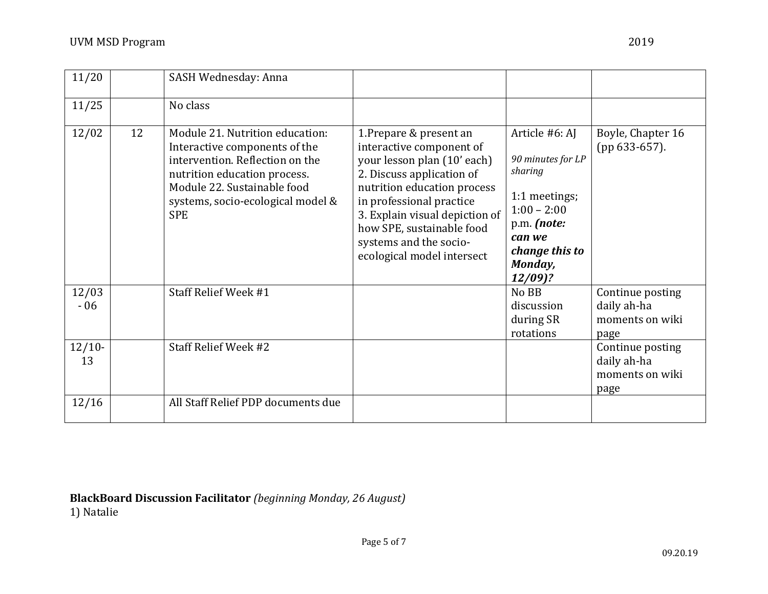| | | | | | |
|---|---|---|---|---|---|
| 11/20 | | SASH Wednesday: Anna | | | |
| 11/25 | | No class | | | |
| 12/02 | 12 | Module 21. Nutrition education: Interactive components of the intervention. Reflection on the nutrition education process. Module 22. Sustainable food systems, socio-ecological model & SPE | 1.Prepare & present an interactive component of your lesson plan (10' each) 2. Discuss application of nutrition education process in professional practice 3. Explain visual depiction of how SPE, sustainable food systems and the socio-ecological model intersect | Article #6: AJ *90 minutes for LP sharing* 1:1 meetings; 1:00 – 2:00 p.m. ***(note: can we change this to Monday, 12/09)?*** | Boyle, Chapter 16 (pp 633-657). |
| 12/03 - 06 | | Staff Relief Week #1 | | No BB discussion during SR rotations | Continue posting daily ah-ha moments on wiki page |
| 12/10-13 | | Staff Relief Week #2 | | | Continue posting daily ah-ha moments on wiki page |
| 12/16 | | All Staff Relief PDP documents due | | | |

**BlackBoard Discussion Facilitator** *(beginning Monday, 26 August)*
1) Natalie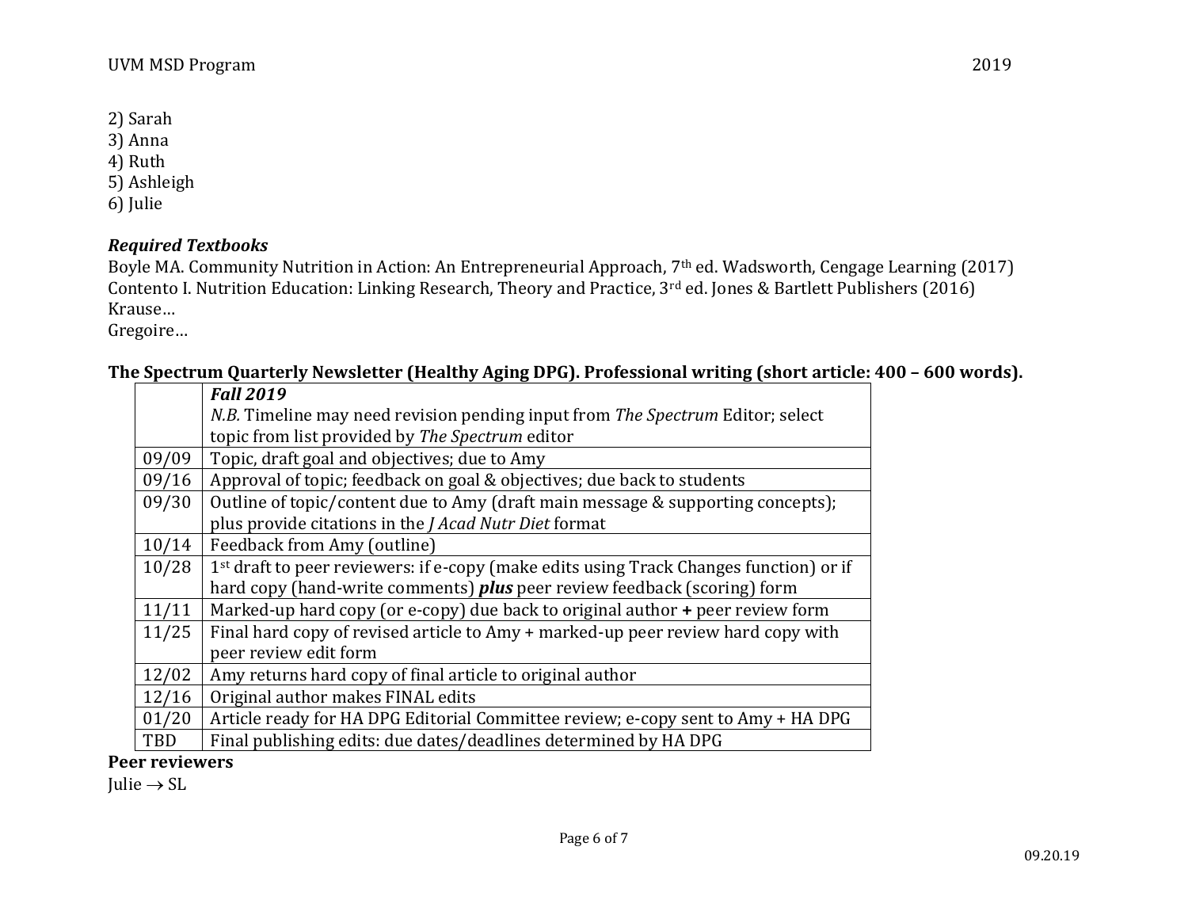2) Sarah
3) Anna
4) Ruth
5) Ashleigh
6) Julie

***Required Textbooks***

Boyle MA. Community Nutrition in Action: An Entrepreneurial Approach, 7th ed. Wadsworth, Cengage Learning (2017)
Contento I. Nutrition Education: Linking Research, Theory and Practice, 3rd ed. Jones & Bartlett Publishers (2016)
Krause…
Gregoire…

**The Spectrum Quarterly Newsletter (Healthy Aging DPG). Professional writing (short article: 400 – 600 words).**

| | ***Fall 2019*** *N.B.* Timeline may need revision pending input from *The Spectrum* Editor; select topic from list provided by *The Spectrum* editor |
|---|---|
| 09/09 | Topic, draft goal and objectives; due to Amy |
| 09/16 | Approval of topic; feedback on goal & objectives; due back to students |
| 09/30 | Outline of topic/content due to Amy (draft main message & supporting concepts); plus provide citations in the *J Acad Nutr Diet* format |
| 10/14 | Feedback from Amy (outline) |
| 10/28 | 1st draft to peer reviewers: if e-copy (make edits using Track Changes function) or if hard copy (hand-write comments) ***plus*** peer review feedback (scoring) form |
| 11/11 | Marked-up hard copy (or e-copy) due back to original author **+** peer review form |
| 11/25 | Final hard copy of revised article to Amy + marked-up peer review hard copy with peer review edit form |
| 12/02 | Amy returns hard copy of final article to original author |
| 12/16 | Original author makes FINAL edits |
| 01/20 | Article ready for HA DPG Editorial Committee review; e-copy sent to Amy + HA DPG |
| TBD | Final publishing edits: due dates/deadlines determined by HA DPG |

**Peer reviewers**

Julie → SL

09.20.19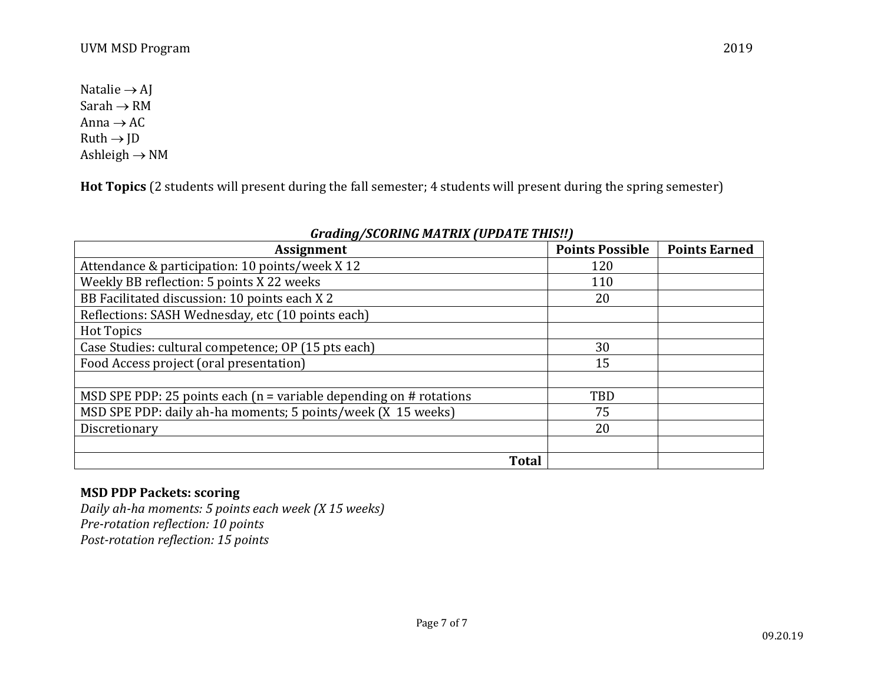Natalie → AJ
Sarah → RM
Anna → AC
Ruth → JD
Ashleigh → NM

**Hot Topics** (2 students will present during the fall semester; 4 students will present during the spring semester)

***Grading/SCORING MATRIX (UPDATE THIS!!)***

| Assignment | Points Possible | Points Earned |
|---|---|---|
| Attendance & participation: 10 points/week X 12 | 120 | |
| Weekly BB reflection: 5 points X 22 weeks | 110 | |
| BB Facilitated discussion: 10 points each X 2 | 20 | |
| Reflections: SASH Wednesday, etc (10 points each) | | |
| Hot Topics | | |
| Case Studies: cultural competence; OP (15 pts each) | 30 | |
| Food Access project (oral presentation) | 15 | |
| | | |
| MSD SPE PDP: 25 points each (n = variable depending on # rotations | TBD | |
| MSD SPE PDP: daily ah-ha moments; 5 points/week (X 15 weeks) | 75 | |
| Discretionary | 20 | |
| | | |
| **Total** | | |

**MSD PDP Packets: scoring**
*Daily ah-ha moments: 5 points each week (X 15 weeks)*
*Pre-rotation reflection: 10 points*
*Post-rotation reflection: 15 points*